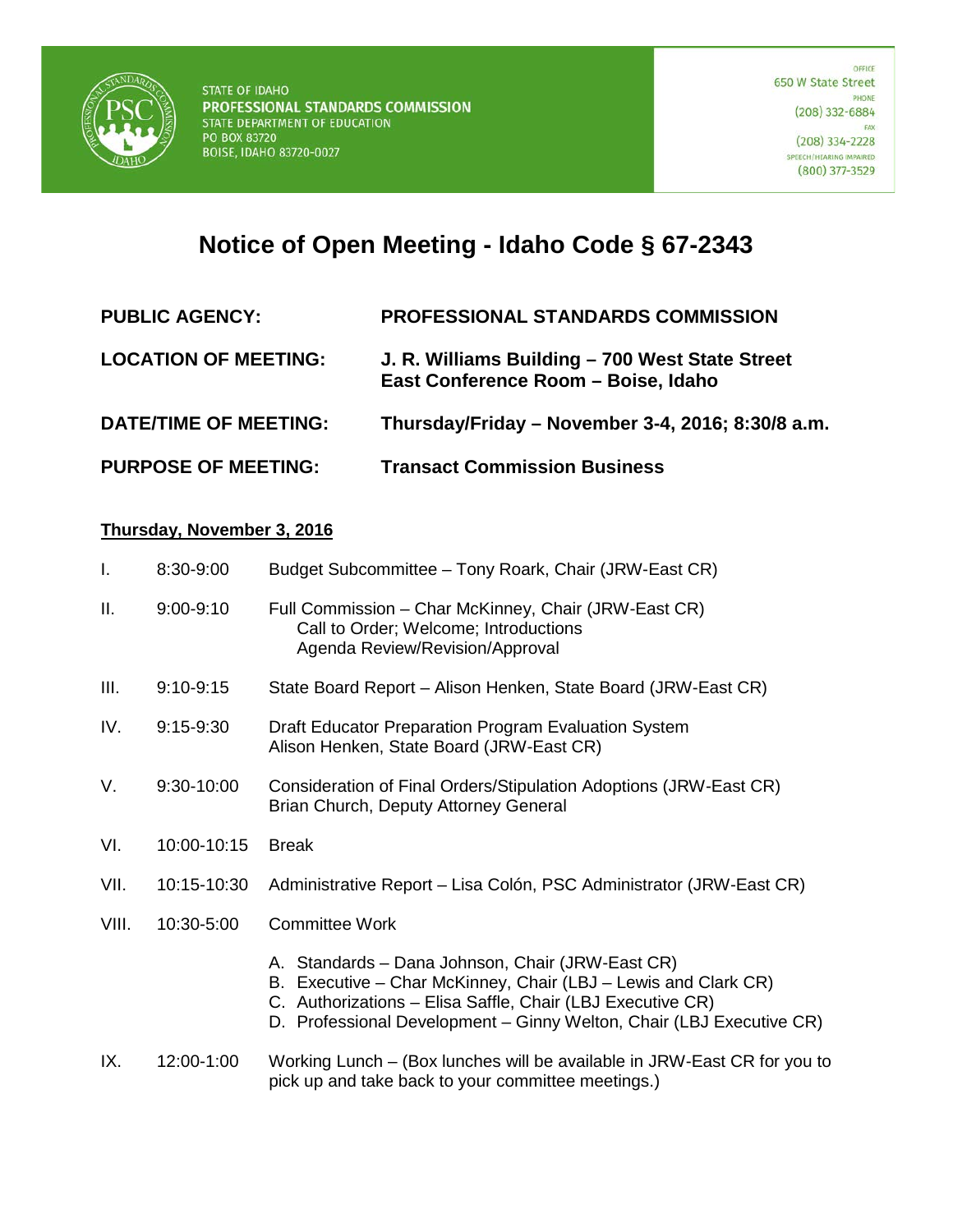STATE OF IDAHO
**PROFESSIONAL STANDARDS COMMISSION**
STATE DEPARTMENT OF EDUCATION
PO BOX 83720
BOISE, IDAHO 83720-0027

OFFICE
650 W State Street
PHONE
(208) 332-6884
FAX
(208) 334-2228
SPEECH/HEARING IMPAIRED
(800) 377-3529

# Notice of Open Meeting - Idaho Code § 67-2343

**PUBLIC AGENCY:** **PROFESSIONAL STANDARDS COMMISSION**

**LOCATION OF MEETING:** **J. R. Williams Building – 700 West State Street East Conference Room – Boise, Idaho**

**DATE/TIME OF MEETING:** **Thursday/Friday – November 3-4, 2016; 8:30/8 a.m.**

**PURPOSE OF MEETING:** **Transact Commission Business**

**<u>Thursday, November 3, 2016</u>**

I. 8:30-9:00 Budget Subcommittee – Tony Roark, Chair (JRW-East CR)

II. 9:00-9:10 Full Commission – Char McKinney, Chair (JRW-East CR)
   Call to Order; Welcome; Introductions
   Agenda Review/Revision/Approval

III. 9:10-9:15 State Board Report – Alison Henken, State Board (JRW-East CR)

IV. 9:15-9:30 Draft Educator Preparation Program Evaluation System
   Alison Henken, State Board (JRW-East CR)

V. 9:30-10:00 Consideration of Final Orders/Stipulation Adoptions (JRW-East CR)
   Brian Church, Deputy Attorney General

VI. 10:00-10:15 Break

VII. 10:15-10:30 Administrative Report – Lisa Colón, PSC Administrator (JRW-East CR)

VIII. 10:30-5:00 Committee Work

   A. Standards – Dana Johnson, Chair (JRW-East CR)
   B. Executive – Char McKinney, Chair (LBJ – Lewis and Clark CR)
   C. Authorizations – Elisa Saffle, Chair (LBJ Executive CR)
   D. Professional Development – Ginny Welton, Chair (LBJ Executive CR)

IX. 12:00-1:00 Working Lunch – (Box lunches will be available in JRW-East CR for you to pick up and take back to your committee meetings.)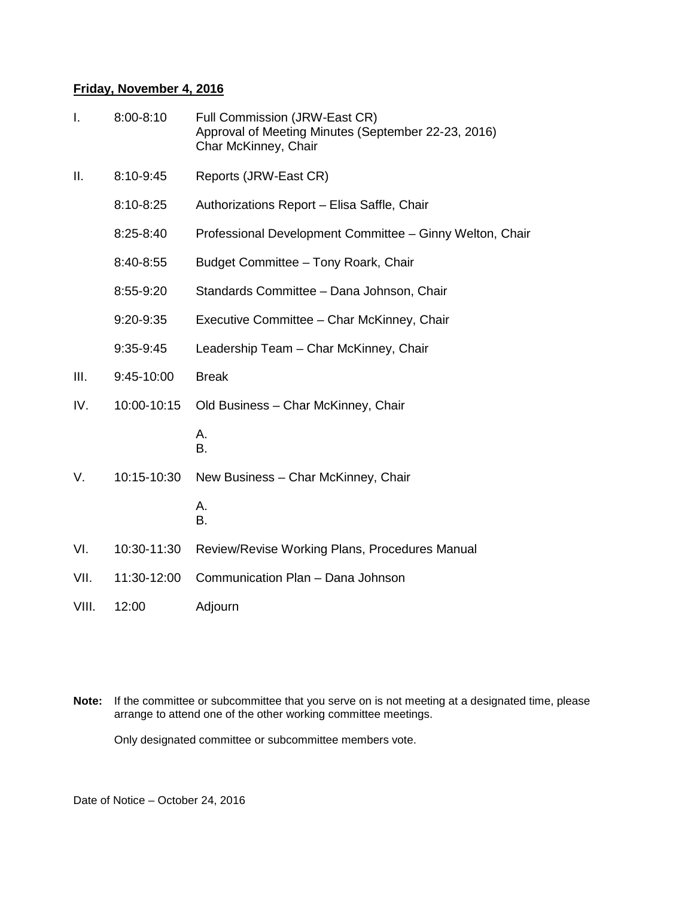**Friday, November 4, 2016**

| | | |
|---|---|---|
| I. | 8:00-8:10 | Full Commission (JRW-East CR)<br>Approval of Meeting Minutes (September 22-23, 2016)<br>Char McKinney, Chair |
| II. | 8:10-9:45 | Reports (JRW-East CR) |
| | 8:10-8:25 | Authorizations Report – Elisa Saffle, Chair |
| | 8:25-8:40 | Professional Development Committee – Ginny Welton, Chair |
| | 8:40-8:55 | Budget Committee – Tony Roark, Chair |
| | 8:55-9:20 | Standards Committee – Dana Johnson, Chair |
| | 9:20-9:35 | Executive Committee – Char McKinney, Chair |
| | 9:35-9:45 | Leadership Team – Char McKinney, Chair |
| III. | 9:45-10:00 | Break |
| IV. | 10:00-10:15 | Old Business – Char McKinney, Chair<br>A.<br>B. |
| V. | 10:15-10:30 | New Business – Char McKinney, Chair<br>A.<br>B. |
| VI. | 10:30-11:30 | Review/Revise Working Plans, Procedures Manual |
| VII. | 11:30-12:00 | Communication Plan – Dana Johnson |
| VIII. | 12:00 | Adjourn |

**Note:** If the committee or subcommittee that you serve on is not meeting at a designated time, please arrange to attend one of the other working committee meetings.

Only designated committee or subcommittee members vote.

Date of Notice – October 24, 2016